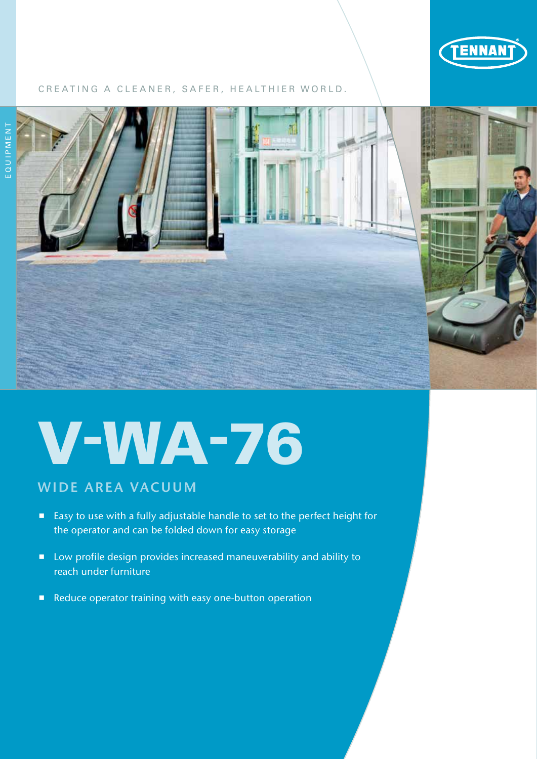TENNANT

CREATING A CLEANER, SAFER, HEALTHIER WORLD.

EQUIPMENT

# V-WA-76

## WIDE AREA VACUUM

- Easy to use with a fully adjustable handle to set to the perfect height for the operator and can be folded down for easy storage
- Low profile design provides increased maneuverability and ability to reach under furniture
- Reduce operator training with easy one-button operation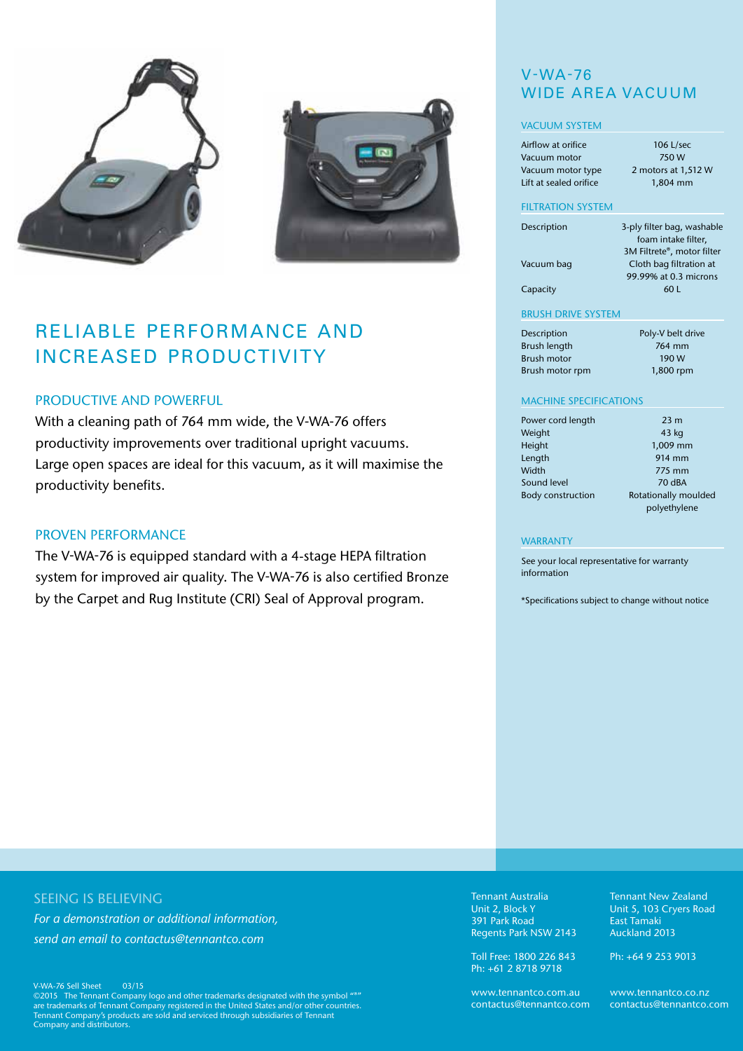# V-WA-76 WIDE AREA VACUUM

## VACUUM SYSTEM

| | |
|---|---|
| Airflow at orifice | 106 L/sec |
| Vacuum motor | 750 W |
| Vacuum motor type | 2 motors at 1,512 W |
| Lift at sealed orifice | 1,804 mm |

## FILTRATION SYSTEM

| | |
|---|---|
| Description | 3-ply filter bag, washable foam intake filter, 3M Filtrete®, motor filter |
| Vacuum bag | Cloth bag filtration at 99.99% at 0.3 microns |
| Capacity | 60 L |

## BRUSH DRIVE SYSTEM

| | |
|---|---|
| Description | Poly-V belt drive |
| Brush length | 764 mm |
| Brush motor | 190 W |
| Brush motor rpm | 1,800 rpm |

## MACHINE SPECIFICATIONS

| | |
|---|---|
| Power cord length | 23 m |
| Weight | 43 kg |
| Height | 1,009 mm |
| Length | 914 mm |
| Width | 775 mm |
| Sound level | 70 dBA |
| Body construction | Rotationally moulded polyethylene |

## WARRANTY

See your local representative for warranty information

*Specifications subject to change without notice

# RELIABLE PERFORMANCE AND INCREASED PRODUCTIVITY

## PRODUCTIVE AND POWERFUL

With a cleaning path of 764 mm wide, the V-WA-76 offers productivity improvements over traditional upright vacuums. Large open spaces are ideal for this vacuum, as it will maximise the productivity benefits.

## PROVEN PERFORMANCE

The V-WA-76 is equipped standard with a 4-stage HEPA filtration system for improved air quality. The V-WA-76 is also certified Bronze by the Carpet and Rug Institute (CRI) Seal of Approval program.

## SEEING IS BELIEVING

*For a demonstration or additional information, send an email to contactus@tennantco.com*

Tennant Australia
Unit 2, Block Y
391 Park Road
Regents Park NSW 2143

Toll Free: 1800 226 843
Ph: +61 2 8718 9718

www.tennantco.com.au
contactus@tennantco.com

Tennant New Zealand
Unit 5, 103 Cryers Road
East Tamaki
Auckland 2013

Ph: +64 9 253 9013

www.tennantco.co.nz
contactus@tennantco.com

V-WA-76 Sell Sheet 03/15
©2015 The Tennant Company logo and other trademarks designated with the symbol "®" are trademarks of Tennant Company registered in the United States and/or other countries. Tennant Company's products are sold and serviced through subsidiaries of Tennant Company and distributors.